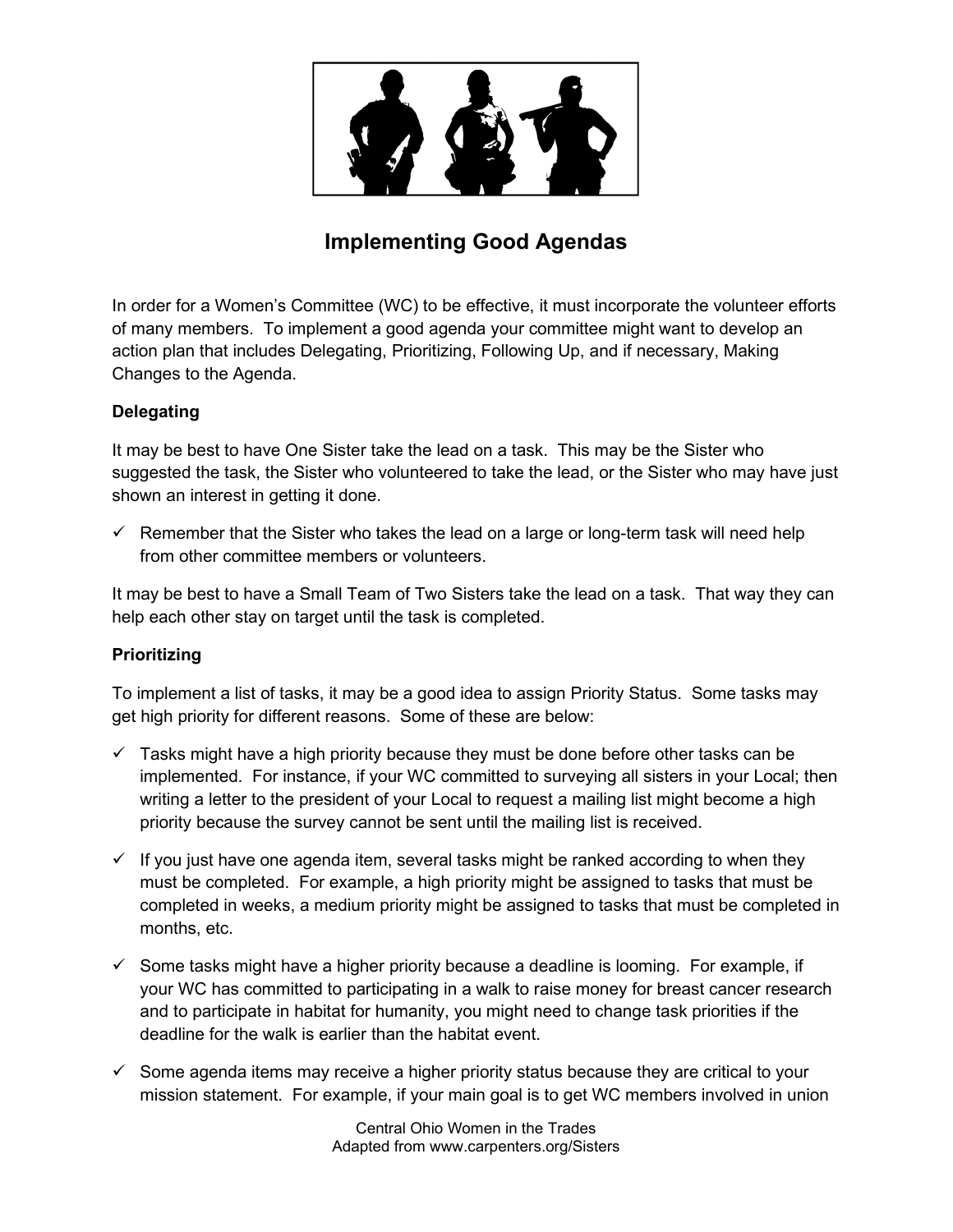# Implementing Good Agendas

In order for a Women's Committee (WC) to be effective, it must incorporate the volunteer efforts of many members. To implement a good agenda your committee might want to develop an action plan that includes Delegating, Prioritizing, Following Up, and if necessary, Making Changes to the Agenda.

**Delegating**

It may be best to have One Sister take the lead on a task. This may be the Sister who suggested the task, the Sister who volunteered to take the lead, or the Sister who may have just shown an interest in getting it done.

- ✓ Remember that the Sister who takes the lead on a large or long-term task will need help from other committee members or volunteers.

It may be best to have a Small Team of Two Sisters take the lead on a task. That way they can help each other stay on target until the task is completed.

**Prioritizing**

To implement a list of tasks, it may be a good idea to assign Priority Status. Some tasks may get high priority for different reasons. Some of these are below:

- ✓ Tasks might have a high priority because they must be done before other tasks can be implemented. For instance, if your WC committed to surveying all sisters in your Local; then writing a letter to the president of your Local to request a mailing list might become a high priority because the survey cannot be sent until the mailing list is received.
- ✓ If you just have one agenda item, several tasks might be ranked according to when they must be completed. For example, a high priority might be assigned to tasks that must be completed in weeks, a medium priority might be assigned to tasks that must be completed in months, etc.
- ✓ Some tasks might have a higher priority because a deadline is looming. For example, if your WC has committed to participating in a walk to raise money for breast cancer research and to participate in habitat for humanity, you might need to change task priorities if the deadline for the walk is earlier than the habitat event.
- ✓ Some agenda items may receive a higher priority status because they are critical to your mission statement. For example, if your main goal is to get WC members involved in union

Central Ohio Women in the Trades
Adapted from www.carpenters.org/Sisters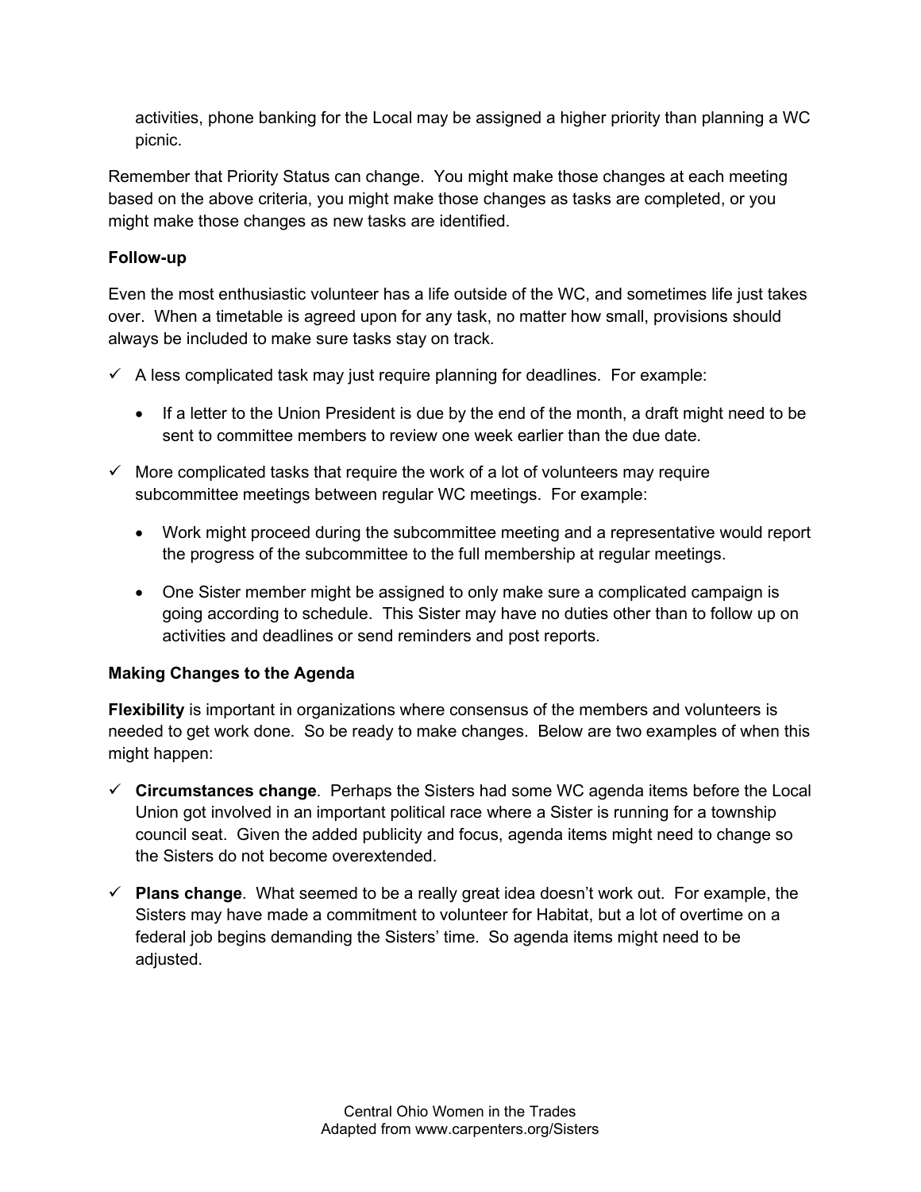activities, phone banking for the Local may be assigned a higher priority than planning a WC picnic.

Remember that Priority Status can change. You might make those changes at each meeting based on the above criteria, you might make those changes as tasks are completed, or you might make those changes as new tasks are identified.

**Follow-up**

Even the most enthusiastic volunteer has a life outside of the WC, and sometimes life just takes over. When a timetable is agreed upon for any task, no matter how small, provisions should always be included to make sure tasks stay on track.

- ✓ A less complicated task may just require planning for deadlines. For example:
  - If a letter to the Union President is due by the end of the month, a draft might need to be sent to committee members to review one week earlier than the due date.
- ✓ More complicated tasks that require the work of a lot of volunteers may require subcommittee meetings between regular WC meetings. For example:
  - Work might proceed during the subcommittee meeting and a representative would report the progress of the subcommittee to the full membership at regular meetings.
  - One Sister member might be assigned to only make sure a complicated campaign is going according to schedule. This Sister may have no duties other than to follow up on activities and deadlines or send reminders and post reports.

**Making Changes to the Agenda**

**Flexibility** is important in organizations where consensus of the members and volunteers is needed to get work done. So be ready to make changes. Below are two examples of when this might happen:

- ✓ **Circumstances change**. Perhaps the Sisters had some WC agenda items before the Local Union got involved in an important political race where a Sister is running for a township council seat. Given the added publicity and focus, agenda items might need to change so the Sisters do not become overextended.
- ✓ **Plans change**. What seemed to be a really great idea doesn't work out. For example, the Sisters may have made a commitment to volunteer for Habitat, but a lot of overtime on a federal job begins demanding the Sisters' time. So agenda items might need to be adjusted.